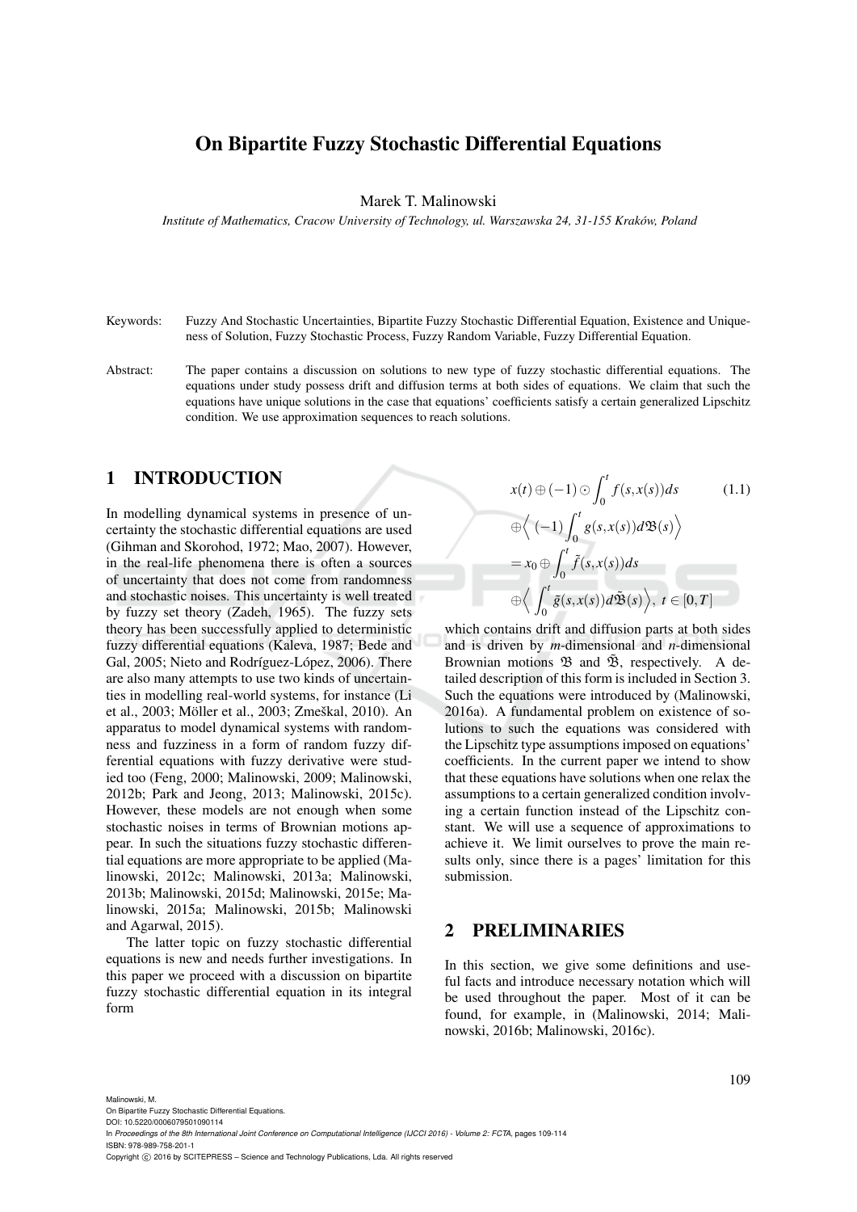# On Bipartite Fuzzy Stochastic Differential Equations

Marek T. Malinowski

*Institute of Mathematics, Cracow University of Technology, ul. Warszawska 24, 31-155 Kraków, Poland*

Keywords: Fuzzy And Stochastic Uncertainties, Bipartite Fuzzy Stochastic Differential Equation, Existence and Uniqueness of Solution, Fuzzy Stochastic Process, Fuzzy Random Variable, Fuzzy Differential Equation.

Abstract: The paper contains a discussion on solutions to new type of fuzzy stochastic differential equations. The equations under study possess drift and diffusion terms at both sides of equations. We claim that such the equations have unique solutions in the case that equations' coefficients satisfy a certain generalized Lipschitz condition. We use approximation sequences to reach solutions.

## 1 INTRODUCTION

In modelling dynamical systems in presence of uncertainty the stochastic differential equations are used (Gihman and Skorohod, 1972; Mao, 2007). However, in the real-life phenomena there is often a sources of uncertainty that does not come from randomness and stochastic noises. This uncertainty is well treated by fuzzy set theory (Zadeh, 1965). The fuzzy sets theory has been successfully applied to deterministic fuzzy differential equations (Kaleva, 1987; Bede and Gal, 2005; Nieto and Rodríguez-López, 2006). There are also many attempts to use two kinds of uncertainties in modelling real-world systems, for instance (Li et al., 2003; Möller et al., 2003; Zmeškal, 2010). An apparatus to model dynamical systems with randomness and fuzziness in a form of random fuzzy differential equations with fuzzy derivative were studied too (Feng, 2000; Malinowski, 2009; Malinowski, 2012b; Park and Jeong, 2013; Malinowski, 2015c). However, these models are not enough when some stochastic noises in terms of Brownian motions appear. In such the situations fuzzy stochastic differential equations are more appropriate to be applied (Malinowski, 2012c; Malinowski, 2013a; Malinowski, 2013b; Malinowski, 2015d; Malinowski, 2015e; Malinowski, 2015a; Malinowski, 2015b; Malinowski and Agarwal, 2015).

The latter topic on fuzzy stochastic differential equations is new and needs further investigations. In this paper we proceed with a discussion on bipartite fuzzy stochastic differential equation in its integral form

$$
\begin{aligned}
& x(t) \oplus (-1) \odot \int_0^t f(s,x(s))ds \qquad (1.1)\\
& \oplus \Big\langle \, (-1) \int_0^t g(s,x(s)) d\mathfrak{B}(s) \Big\rangle \\
& = x_0 \oplus \int_0^t \tilde{f}(s,x(s))ds \\
& \oplus \Big\langle \int_0^t \tilde{g}(s,x(s)) d\tilde{\mathfrak{B}}(s) \Big\rangle, \; t \in [0,T]
\end{aligned}
$$

which contains drift and diffusion parts at both sides and is driven by *m*-dimensional and *n*-dimensional Brownian motions $\mathfrak{B}$ and $\tilde{\mathfrak{B}}$, respectively. A detailed description of this form is included in Section 3. Such the equations were introduced by (Malinowski, 2016a). A fundamental problem on existence of solutions to such the equations was considered with the Lipschitz type assumptions imposed on equations' coefficients. In the current paper we intend to show that these equations have solutions when one relax the assumptions to a certain generalized condition involving a certain function instead of the Lipschitz constant. We will use a sequence of approximations to achieve it. We limit ourselves to prove the main results only, since there is a pages' limitation for this submission.

## 2 PRELIMINARIES

In this section, we give some definitions and useful facts and introduce necessary notation which will be used throughout the paper. Most of it can be found, for example, in (Malinowski, 2014; Malinowski, 2016b; Malinowski, 2016c).

Malinowski, M.
On Bipartite Fuzzy Stochastic Differential Equations.
DOI: 10.5220/0006079501090114
In *Proceedings of the 8th International Joint Conference on Computational Intelligence (IJCCI 2016) - Volume 2: FCTA*, pages 109-114
ISBN: 978-989-758-201-1
Copyright © 2016 by SCITEPRESS – Science and Technology Publications, Lda. All rights reserved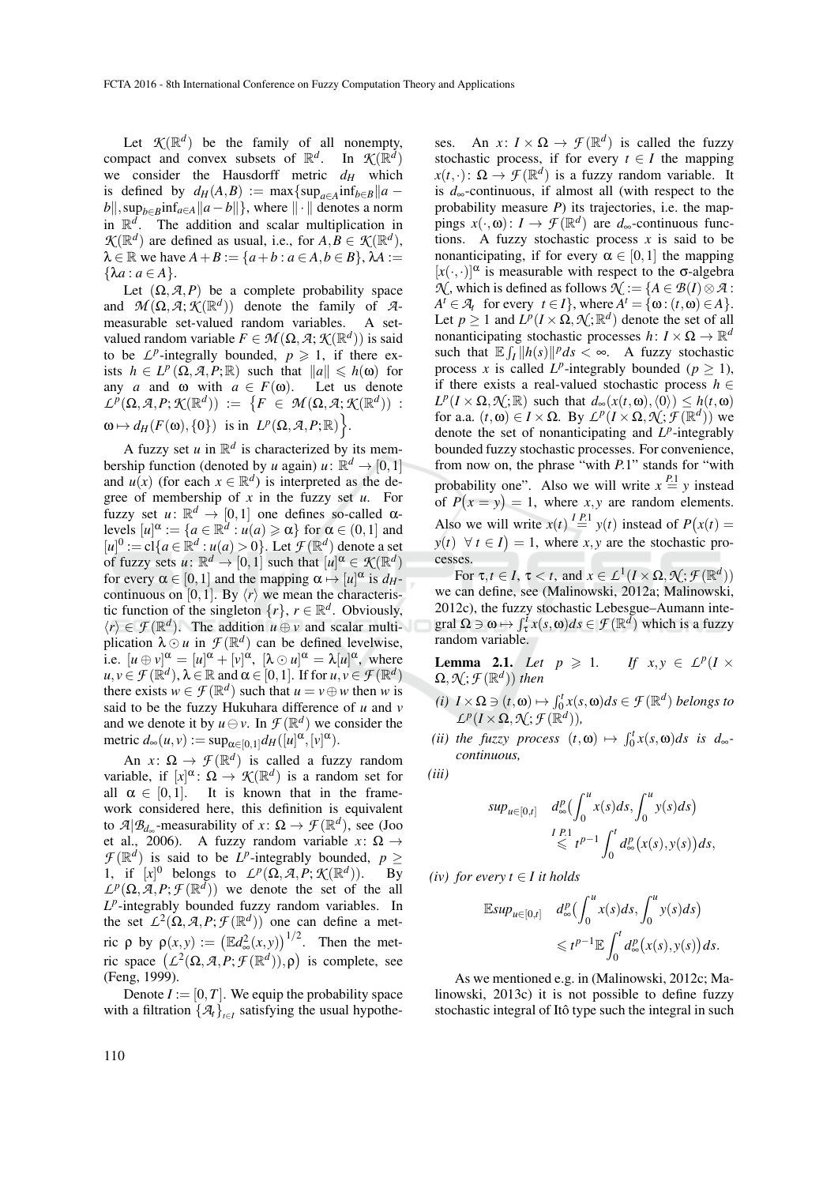Let $\mathcal{K}(\mathbb{R}^d)$ be the family of all nonempty, compact and convex subsets of $\mathbb{R}^d$. In $\mathcal{K}(\mathbb{R}^d)$ we consider the Hausdorff metric $d_H$ which is defined by $d_H(A,B) := \max\{\sup_{a\in A}\inf_{b\in B}\|a-b\|, \sup_{b\in B}\inf_{a\in A}\|a-b\|\}$, where $\|\cdot\|$ denotes a norm in $\mathbb{R}^d$. The addition and scalar multiplication in $\mathcal{K}(\mathbb{R}^d)$ are defined as usual, i.e., for $A,B\in\mathcal{K}(\mathbb{R}^d)$, $\lambda\in\mathbb{R}$ we have $A+B := \{a+b : a\in A, b\in B\}$, $\lambda A := \{\lambda a : a\in A\}$.

Let $(\Omega,\mathcal{A},P)$ be a complete probability space and $\mathcal{M}(\Omega,\mathcal{A};\mathcal{K}(\mathbb{R}^d))$ denote the family of $\mathcal{A}$-measurable set-valued random variables. A set-valued random variable $F\in\mathcal{M}(\Omega,\mathcal{A};\mathcal{K}(\mathbb{R}^d))$ is said to be $\mathcal{L}^p$-integrally bounded, $p\geqslant 1$, if there exists $h\in L^p(\Omega,\mathcal{A},P;\mathbb{R})$ such that $\|a\|\leqslant h(\omega)$ for any $a$ and $\omega$ with $a\in F(\omega)$. Let us denote $\mathcal{L}^p(\Omega,\mathcal{A},P;\mathcal{K}(\mathbb{R}^d)) := \Big\{F\in\mathcal{M}(\Omega,\mathcal{A};\mathcal{K}(\mathbb{R}^d)) : \omega\mapsto d_H(F(\omega),\{0\}) \text{ is in } L^p(\Omega,\mathcal{A},P;\mathbb{R})\Big\}$.

A fuzzy set $u$ in $\mathbb{R}^d$ is characterized by its membership function (denoted by $u$ again) $u\colon\mathbb{R}^d\to[0,1]$ and $u(x)$ (for each $x\in\mathbb{R}^d$) is interpreted as the degree of membership of $x$ in the fuzzy set $u$. For fuzzy set $u\colon\mathbb{R}^d\to[0,1]$ one defines so-called $\alpha$-levels $[u]^\alpha := \{a\in\mathbb{R}^d : u(a)\geqslant\alpha\}$ for $\alpha\in(0,1]$ and $[u]^0 := \mathrm{cl}\{a\in\mathbb{R}^d : u(a)>0\}$. Let $\mathcal{F}(\mathbb{R}^d)$ denote a set of fuzzy sets $u\colon\mathbb{R}^d\to[0,1]$ such that $[u]^\alpha\in\mathcal{K}(\mathbb{R}^d)$ for every $\alpha\in[0,1]$ and the mapping $\alpha\mapsto[u]^\alpha$ is $d_H$-continuous on $[0,1]$. By $\langle r\rangle$ we mean the characteristic function of the singleton $\{r\}$, $r\in\mathbb{R}^d$. Obviously, $\langle r\rangle\in\mathcal{F}(\mathbb{R}^d)$. The addition $u\oplus v$ and scalar multiplication $\lambda\odot u$ in $\mathcal{F}(\mathbb{R}^d)$ can be defined levelwise, i.e. $[u\oplus v]^\alpha = [u]^\alpha+[v]^\alpha$, $[\lambda\odot u]^\alpha = \lambda[u]^\alpha$, where $u,v\in\mathcal{F}(\mathbb{R}^d)$, $\lambda\in\mathbb{R}$ and $\alpha\in[0,1]$. If for $u,v\in\mathcal{F}(\mathbb{R}^d)$ there exists $w\in\mathcal{F}(\mathbb{R}^d)$ such that $u=v\oplus w$ then $w$ is said to be the fuzzy Hukuhara difference of $u$ and $v$ and we denote it by $u\ominus v$. In $\mathcal{F}(\mathbb{R}^d)$ we consider the metric $d_\infty(u,v) := \sup_{\alpha\in[0,1]} d_H([u]^\alpha,[v]^\alpha)$.

An $x\colon\Omega\to\mathcal{F}(\mathbb{R}^d)$ is called a fuzzy random variable, if $[x]^\alpha\colon\Omega\to\mathcal{K}(\mathbb{R}^d)$ is a random set for all $\alpha\in[0,1]$. It is known that in the framework considered here, this definition is equivalent to $\mathcal{A}|\mathcal{B}_{d_\infty}$-measurability of $x\colon\Omega\to\mathcal{F}(\mathbb{R}^d)$, see (Joo et al., 2006). A fuzzy random variable $x\colon\Omega\to\mathcal{F}(\mathbb{R}^d)$ is said to be $L^p$-integrally bounded, $p\geq 1$, if $[x]^0$ belongs to $\mathcal{L}^p(\Omega,\mathcal{A},P;\mathcal{K}(\mathbb{R}^d))$. By $\mathcal{L}^p(\Omega,\mathcal{A},P;\mathcal{F}(\mathbb{R}^d))$ we denote the set of the all $L^p$-integrally bounded fuzzy random variables. In the set $\mathcal{L}^2(\Omega,\mathcal{A},P;\mathcal{F}(\mathbb{R}^d))$ one can define a metric $\rho$ by $\rho(x,y) := \big(\mathbb{E}d_\infty^2(x,y)\big)^{1/2}$. Then the metric space $\big(\mathcal{L}^2(\Omega,\mathcal{A},P;\mathcal{F}(\mathbb{R}^d)),\rho\big)$ is complete, see (Feng, 1999).

Denote $I := [0,T]$. We equip the probability space with a filtration $\{\mathcal{A}_t\}_{t\in I}$ satisfying the usual hypotheses. An $x\colon I\times\Omega\to\mathcal{F}(\mathbb{R}^d)$ is called the fuzzy stochastic process, if for every $t\in I$ the mapping $x(t,\cdot)\colon\Omega\to\mathcal{F}(\mathbb{R}^d)$ is a fuzzy random variable. It is $d_\infty$-continuous, if almost all (with respect to the probability measure $P$) its trajectories, i.e. the mappings $x(\cdot,\omega)\colon I\to\mathcal{F}(\mathbb{R}^d)$ are $d_\infty$-continuous functions. A fuzzy stochastic process $x$ is said to be nonanticipating, if for every $\alpha\in[0,1]$ the mapping $[x(\cdot,\cdot)]^\alpha$ is measurable with respect to the $\sigma$-algebra $\mathcal{N}$, which is defined as follows $\mathcal{N} := \{A\in\mathcal{B}(I)\otimes\mathcal{A} : A^t\in\mathcal{A}_t \text{ for every } t\in I\}$, where $A^t = \{\omega : (t,\omega)\in A\}$. Let $p\geq 1$ and $L^p(I\times\Omega,\mathcal{N};\mathbb{R}^d)$ denote the set of all nonanticipating stochastic processes $h\colon I\times\Omega\to\mathbb{R}^d$ such that $\mathbb{E}\int_I\|h(s)\|^p ds<\infty$. A fuzzy stochastic process $x$ is called $L^p$-integrably bounded ($p\geq 1$), if there exists a real-valued stochastic process $h\in L^p(I\times\Omega,\mathcal{N};\mathbb{R})$ such that $d_\infty(x(t,\omega),\langle 0\rangle)\leq h(t,\omega)$ for a.a. $(t,\omega)\in I\times\Omega$. By $\mathcal{L}^p(I\times\Omega,\mathcal{N};\mathcal{F}(\mathbb{R}^d))$ we denote the set of nonanticipating and $L^p$-integrably bounded fuzzy stochastic processes. For convenience, from now on, the phrase "with $P.1$" stands for "with probability one". Also we will write $x\overset{P.1}{=}y$ instead of $P\big(x=y\big)=1$, where $x,y$ are random elements. Also we will write $x(t)\overset{I\,P.1}{=}y(t)$ instead of $P\big(x(t)=y(t)\ \ \forall\, t\in I\big)=1$, where $x,y$ are the stochastic processes.

For $\tau,t\in I$, $\tau<t$, and $x\in\mathcal{L}^1(I\times\Omega,\mathcal{N};\mathcal{F}(\mathbb{R}^d))$ we can define, see (Malinowski, 2012a; Malinowski, 2012c), the fuzzy stochastic Lebesgue–Aumann integral $\Omega\ni\omega\mapsto\int_\tau^t x(s,\omega)ds\in\mathcal{F}(\mathbb{R}^d)$ which is a fuzzy random variable.

**Lemma 2.1.** *Let $p\geqslant 1$. If $x,y\in\mathcal{L}^p(I\times\Omega,\mathcal{N};\mathcal{F}(\mathbb{R}^d))$ then*

*(i) $I\times\Omega\ni(t,\omega)\mapsto\int_0^t x(s,\omega)ds\in\mathcal{F}(\mathbb{R}^d)$ belongs to $\mathcal{L}^p(I\times\Omega,\mathcal{N};\mathcal{F}(\mathbb{R}^d))$,*

*(ii) the fuzzy process $(t,\omega)\mapsto\int_0^t x(s,\omega)ds$ is $d_\infty$-continuous,*

*(iii)*

$$
sup_{u\in[0,t]}\quad d_\infty^p\Big(\int_0^u x(s)ds,\int_0^u y(s)ds\Big) \overset{I\,P.1}{\leqslant} t^{p-1}\int_0^t d_\infty^p\big(x(s),y(s)\big)ds,
$$

*(iv) for every $t\in I$ it holds*

$$
\mathbb{E}sup_{u\in[0,t]}\quad d_\infty^p\Big(\int_0^u x(s)ds,\int_0^u y(s)ds\Big) \leqslant t^{p-1}\mathbb{E}\int_0^t d_\infty^p\big(x(s),y(s)\big)ds.
$$

As we mentioned e.g. in (Malinowski, 2012c; Malinowski, 2013c) it is not possible to define fuzzy stochastic integral of Itô type such the integral in such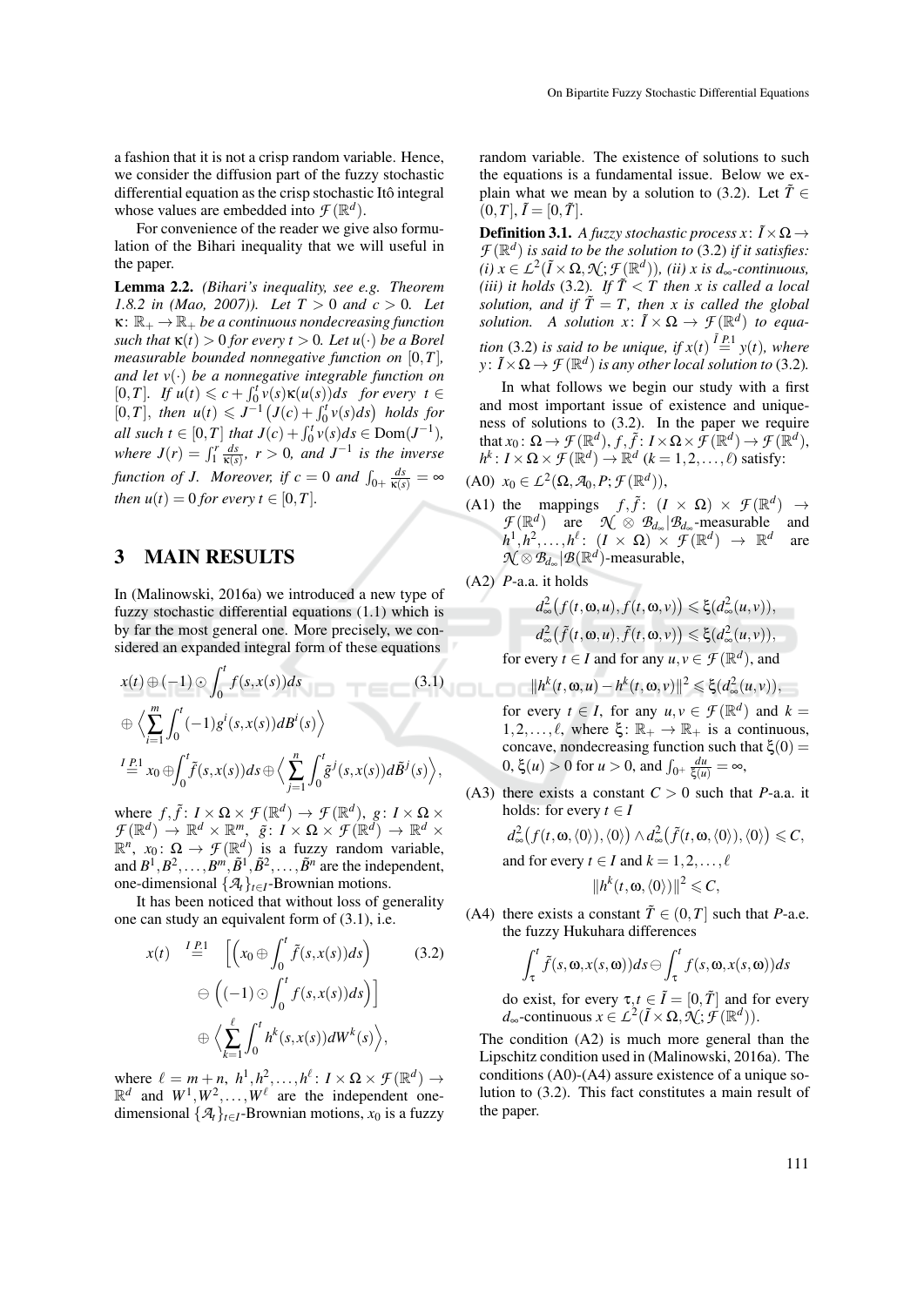a fashion that it is not a crisp random variable. Hence, we consider the diffusion part of the fuzzy stochastic differential equation as the crisp stochastic Itô integral whose values are embedded into $\mathcal{F}(\mathbb{R}^d)$.

For convenience of the reader we give also formulation of the Bihari inequality that we will useful in the paper.

**Lemma 2.2.** *(Bihari's inequality, see e.g. Theorem 1.8.2 in (Mao, 2007)). Let $T > 0$ and $c > 0$. Let $\kappa\colon \mathbb{R}_+ \to \mathbb{R}_+$ be a continuous nondecreasing function such that $\kappa(t) > 0$ for every $t > 0$. Let $u(\cdot)$ be a Borel measurable bounded nonnegative function on $[0,T]$, and let $v(\cdot)$ be a nonnegative integrable function on $[0,T]$. If $u(t) \leqslant c + \int_0^t v(s)\kappa(u(s))ds$ for every $t \in [0,T]$, then $u(t) \leqslant J^{-1}\big(J(c) + \int_0^t v(s)ds\big)$ holds for all such $t \in [0,T]$ that $J(c) + \int_0^t v(s)ds \in \mathrm{Dom}(J^{-1})$, where $J(r) = \int_1^r \frac{ds}{\kappa(s)}$, $r > 0$, and $J^{-1}$ is the inverse function of $J$. Moreover, if $c = 0$ and $\int_{0+} \frac{ds}{\kappa(s)} = \infty$ then $u(t) = 0$ for every $t \in [0,T]$.*

## 3 MAIN RESULTS

In (Malinowski, 2016a) we introduced a new type of fuzzy stochastic differential equations (1.1) which is by far the most general one. More precisely, we considered an expanded integral form of these equations

$$
\begin{aligned}
&x(t) \oplus (-1) \odot \int_0^t f(s,x(s))ds \qquad\qquad (3.1)\\
&\oplus \Big\langle \sum_{i=1}^m \int_0^t (-1) g^i(s,x(s))dB^i(s)\Big\rangle\\
&\overset{I\,P.1}{=} x_0 \oplus \int_0^t \tilde{f}(s,x(s))ds \oplus \Big\langle \sum_{j=1}^n \int_0^t \tilde{g}^j(s,x(s))d\tilde{B}^j(s)\Big\rangle,
\end{aligned}
$$

where $f,\tilde{f}\colon I\times\Omega\times\mathcal{F}(\mathbb{R}^d) \to \mathcal{F}(\mathbb{R}^d)$, $g\colon I\times\Omega\times\mathcal{F}(\mathbb{R}^d) \to \mathbb{R}^d\times\mathbb{R}^m$, $\tilde{g}\colon I\times\Omega\times\mathcal{F}(\mathbb{R}^d) \to \mathbb{R}^d\times\mathbb{R}^n$, $x_0\colon \Omega \to \mathcal{F}(\mathbb{R}^d)$ is a fuzzy random variable, and $B^1,B^2,\ldots,B^m,\tilde{B}^1,\tilde{B}^2,\ldots,\tilde{B}^n$ are the independent, one-dimensional $\{\mathcal{A}_t\}_{t\in I}$-Brownian motions.

It has been noticed that without loss of generality one can study an equivalent form of (3.1), i.e.

$$
\begin{aligned}
x(t) \overset{I\,P.1}{=} &\Big[\Big(x_0 \oplus \int_0^t \tilde{f}(s,x(s))ds\Big) \qquad\qquad (3.2)\\
&\ominus \Big((-1)\odot\int_0^t f(s,x(s))ds\Big)\Big]\\
&\oplus \Big\langle \sum_{k=1}^{\ell} \int_0^t h^k(s,x(s))dW^k(s)\Big\rangle,
\end{aligned}
$$

where $\ell = m+n$, $h^1,h^2,\ldots,h^\ell\colon I\times\Omega\times\mathcal{F}(\mathbb{R}^d) \to \mathbb{R}^d$ and $W^1,W^2,\ldots,W^\ell$ are the independent one-dimensional $\{\mathcal{A}_t\}_{t\in I}$-Brownian motions, $x_0$ is a fuzzy random variable. The existence of solutions to such the equations is a fundamental issue. Below we explain what we mean by a solution to (3.2). Let $\tilde{T} \in (0,T]$, $\tilde{I} = [0,\tilde{T}]$.

**Definition 3.1.** *A fuzzy stochastic process $x\colon \tilde{I}\times\Omega \to \mathcal{F}(\mathbb{R}^d)$ is said to be the solution to (3.2) if it satisfies: (i) $x \in \mathcal{L}^2(\tilde{I}\times\Omega,\mathcal{N};\mathcal{F}(\mathbb{R}^d))$, (ii) $x$ is $d_\infty$-continuous, (iii) it holds (3.2). If $\tilde{T} < T$ then $x$ is called a local solution, and if $\tilde{T} = T$, then $x$ is called the global solution. A solution $x\colon \tilde{I}\times\Omega \to \mathcal{F}(\mathbb{R}^d)$ to equation (3.2) is said to be unique, if $x(t) \overset{\tilde{I}\,P.1}{=} y(t)$, where $y\colon \tilde{I}\times\Omega \to \mathcal{F}(\mathbb{R}^d)$ is any other local solution to (3.2).*

In what follows we begin our study with a first and most important issue of existence and uniqueness of solutions to (3.2). In the paper we require that $x_0\colon \Omega \to \mathcal{F}(\mathbb{R}^d)$, $f,\tilde{f}\colon I\times\Omega\times\mathcal{F}(\mathbb{R}^d) \to \mathcal{F}(\mathbb{R}^d)$, $h^k\colon I\times\Omega\times\mathcal{F}(\mathbb{R}^d) \to \mathbb{R}^d$ $(k = 1,2,\ldots,\ell)$ satisfy:

(A0) $x_0 \in \mathcal{L}^2(\Omega,\mathcal{A}_0,P;\mathcal{F}(\mathbb{R}^d))$,

(A1) the mappings $f,\tilde{f}\colon (I\times\Omega)\times\mathcal{F}(\mathbb{R}^d) \to \mathcal{F}(\mathbb{R}^d)$ are $\mathcal{N}\otimes\mathcal{B}_{d_\infty}|\mathcal{B}_{d_\infty}$-measurable and $h^1,h^2,\ldots,h^\ell\colon (I\times\Omega)\times\mathcal{F}(\mathbb{R}^d) \to \mathbb{R}^d$ are $\mathcal{N}\otimes\mathcal{B}_{d_\infty}|\mathcal{B}(\mathbb{R}^d)$-measurable,

(A2) $P$-a.a. it holds

$$
\begin{aligned}
&d_\infty^2\big(f(t,\omega,u),f(t,\omega,v)\big) \leqslant \xi(d_\infty^2(u,v)),\\
&d_\infty^2\big(\tilde{f}(t,\omega,u),\tilde{f}(t,\omega,v)\big) \leqslant \xi(d_\infty^2(u,v)),
\end{aligned}
$$

for every $t \in I$ and for any $u,v \in \mathcal{F}(\mathbb{R}^d)$, and

$$
\|h^k(t,\omega,u) - h^k(t,\omega,v)\|^2 \leqslant \xi(d_\infty^2(u,v)),
$$

for every $t \in I$, for any $u,v \in \mathcal{F}(\mathbb{R}^d)$ and $k = 1,2,\ldots,\ell$, where $\xi\colon \mathbb{R}_+ \to \mathbb{R}_+$ is a continuous, concave, nondecreasing function such that $\xi(0) = 0$, $\xi(u) > 0$ for $u > 0$, and $\int_{0+} \frac{du}{\xi(u)} = \infty$,

(A3) there exists a constant $C > 0$ such that $P$-a.a. it holds: for every $t \in I$

$$
d_\infty^2\big(f(t,\omega,\langle 0\rangle),\langle 0\rangle\big) \wedge d_\infty^2\big(\tilde{f}(t,\omega,\langle 0\rangle),\langle 0\rangle\big) \leqslant C,
$$

and for every $t \in I$ and $k = 1,2,\ldots,\ell$

$$
\|h^k(t,\omega,\langle 0\rangle)\|^2 \leqslant C,
$$

(A4) there exists a constant $\tilde{T} \in (0,T]$ such that $P$-a.e. the fuzzy Hukuhara differences

$$
\int_\tau^t \tilde{f}(s,\omega,x(s,\omega))ds \ominus \int_\tau^t f(s,\omega,x(s,\omega))ds
$$

do exist, for every $\tau,t \in \tilde{I} = [0,\tilde{T}]$ and for every $d_\infty$-continuous $x \in \mathcal{L}^2(\tilde{I}\times\Omega,\mathcal{N};\mathcal{F}(\mathbb{R}^d))$.

The condition (A2) is much more general than the Lipschitz condition used in (Malinowski, 2016a). The conditions (A0)-(A4) assure existence of a unique solution to (3.2). This fact constitutes a main result of the paper.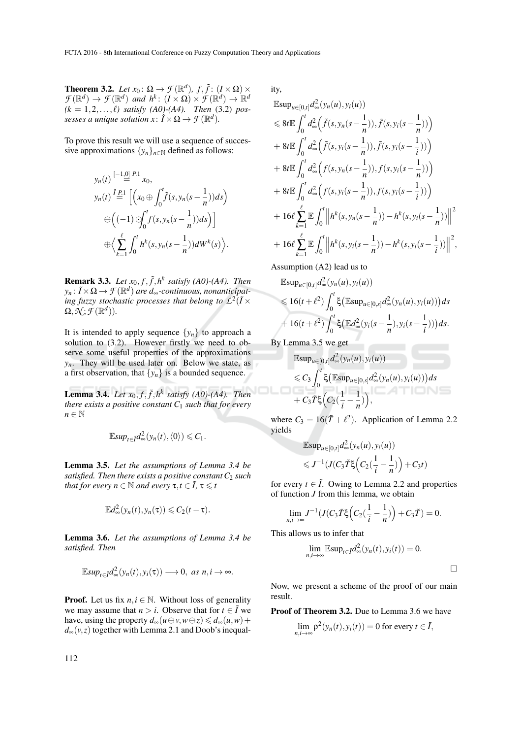**Theorem 3.2.** *Let $x_0\colon \Omega \to \mathcal{F}(\mathbb{R}^d)$, $f, \tilde{f}\colon (I\times\Omega)\times\mathcal{F}(\mathbb{R}^d) \to \mathcal{F}(\mathbb{R}^d)$ and $h^k\colon (I\times\Omega)\times\mathcal{F}(\mathbb{R}^d)\to\mathbb{R}^d$ $(k=1,2,\ldots,\ell)$ satisfy (A0)-(A4). Then* (3.2) *possesses a unique solution $x\colon \hat{I}\times\Omega\to\mathcal{F}(\mathbb{R}^d)$.*

To prove this result we will use a sequence of successive approximations $\{y_n\}_{n\in\mathbb{N}}$ defined as follows:

$$
\begin{aligned}
y_n(t) &\overset{[-1,0]\ P.1}{=} x_0,\\
y_n(t) &\overset{\tilde{I}\ P.1}{=} \Big[\Big(x_0 \oplus \int_0^t \tilde{f}(s, y_n(s-\frac{1}{n}))ds\Big)\\
&\ominus\Big((-1)\odot\int_0^t f(s, y_n(s-\frac{1}{n}))ds\Big)\Big]\\
&\oplus\Big\langle \sum_{k=1}^{\ell}\int_0^t h^k(s, y_n(s-\frac{1}{n}))dW^k(s)\Big\rangle.
\end{aligned}
$$

**Remark 3.3.** *Let $x_0, f, \tilde{f}, h^k$ satisfy (A0)-(A4). Then $y_n\colon \tilde{I}\times\Omega\to\mathcal{F}(\mathbb{R}^d)$ are $d_\infty$-continuous, nonanticipating fuzzy stochastic processes that belong to $\mathcal{L}^2(\tilde{I}\times\Omega,\mathcal{N};\mathcal{F}(\mathbb{R}^d))$.*

It is intended to apply sequence $\{y_n\}$ to approach a solution to (3.2). However firstly we need to observe some useful properties of the approximations $y_n$. They will be used later on. Below we state, as a first observation, that $\{y_n\}$ is a bounded sequence.

**Lemma 3.4.** *Let $x_0, f, \tilde{f}, h^k$ satisfy (A0)-(A4). Then there exists a positive constant $C_1$ such that for every $n\in\mathbb{N}$*

$$\mathbb{E}sup_{t\in\tilde{I}}d^2_\infty(y_n(t),\langle 0\rangle)\leqslant C_1.$$

**Lemma 3.5.** *Let the assumptions of Lemma 3.4 be satisfied. Then there exists a positive constant $C_2$ such that for every $n\in\mathbb{N}$ and every $\tau, t\in\tilde{I}$, $\tau\leqslant t$*

$$\mathbb{E}d^2_\infty(y_n(t), y_n(\tau))\leqslant C_2(t-\tau).$$

**Lemma 3.6.** *Let the assumptions of Lemma 3.4 be satisfied. Then*

$$\mathbb{E}sup_{t\in\tilde{I}}d^2_\infty(y_n(t), y_i(\tau))\longrightarrow 0,\ as\ n,i\to\infty.$$

**Proof.** Let us fix $n, i\in\mathbb{N}$. Without loss of generality we may assume that $n>i$. Observe that for $t\in\tilde{I}$ we have, using the property $d_\infty(u\ominus v, w\ominus z)\leqslant d_\infty(u,w)+d_\infty(v,z)$ together with Lemma 2.1 and Doob's inequality,

$$
\begin{aligned}
&\mathbb{E}\mathrm{sup}_{u\in[0,t]}d^2_\infty(y_n(u), y_i(u))\\
&\leqslant 8t\mathbb{E}\int_0^t d^2_\infty\Big(\tilde{f}(s, y_n(s-\frac{1}{n})), \tilde{f}(s, y_i(s-\frac{1}{n}))\Big)\\
&+8t\mathbb{E}\int_0^t d^2_\infty\Big(\tilde{f}(s, y_i(s-\frac{1}{n})), \tilde{f}(s, y_i(s-\frac{1}{i}))\Big)\\
&+8t\mathbb{E}\int_0^t d^2_\infty\Big(f(s, y_n(s-\frac{1}{n})), f(s, y_i(s-\frac{1}{n}))\Big)\\
&+8t\mathbb{E}\int_0^t d^2_\infty\Big(f(s, y_i(s-\frac{1}{n})), f(s, y_i(s-\frac{1}{i}))\Big)\\
&+16\ell\sum_{k=1}^{\ell}\mathbb{E}\int_0^t\Big\|h^k(s, y_n(s-\frac{1}{n}))-h^k(s, y_i(s-\frac{1}{n}))\Big\|^2\\
&+16\ell\sum_{k=1}^{\ell}\mathbb{E}\int_0^t\Big\|h^k(s, y_i(s-\frac{1}{n}))-h^k(s, y_i(s-\frac{1}{i}))\Big\|^2,
\end{aligned}
$$

Assumption (A2) lead us to

$$
\begin{aligned}
&\mathbb{E}\mathrm{sup}_{u\in[0,t]}d^2_\infty(y_n(u), y_i(u))\\
&\leqslant 16(t+\ell^2)\int_0^t\xi\big(\mathbb{E}\mathrm{sup}_{u\in[0,s]}d^2_\infty(y_n(u), y_i(u))\big)ds\\
&+16(t+\ell^2)\int_0^t\xi\big(\mathbb{E}d^2_\infty(y_i(s-\frac{1}{n}), y_i(s-\frac{1}{i}))\big)ds.
\end{aligned}
$$

By Lemma 3.5 we get

$$
\begin{aligned}
&\mathbb{E}\mathrm{sup}_{u\in[0,t]}d^2_\infty(y_n(u), y_i(u))\\
&\leqslant C_3\int_0^t\xi\big(\mathbb{E}\mathrm{sup}_{u\in[0,s]}d^2_\infty(y_n(u), y_i(u))\big)ds\\
&+C_3\tilde{T}\xi\Big(C_2(\frac{1}{i}-\frac{1}{n})\Big),
\end{aligned}
$$

where $C_3=16(\tilde{T}+\ell^2)$. Application of Lemma 2.2 yields

$$
\begin{aligned}
&\mathbb{E}\mathrm{sup}_{u\in[0,t]}d^2_\infty(y_n(u), y_i(u))\\
&\leqslant J^{-1}(J(C_3\tilde{T}\xi\Big(C_2(\frac{1}{i}-\frac{1}{n})\Big)+C_3 t)
\end{aligned}
$$

for every $t\in\tilde{I}$. Owing to Lemma 2.2 and properties of function $J$ from this lemma, we obtain

$$\lim_{n,i\to\infty}J^{-1}(J(C_3\tilde{T}\xi\Big(C_2(\frac{1}{i}-\frac{1}{n})\Big)+C_3\tilde{T})=0.$$

This allows us to infer that

$$\lim_{n,i\to\infty}\mathbb{E}\mathrm{sup}_{t\in\tilde{I}}d^2_\infty(y_n(t), y_i(t))=0.$$

□

Now, we present a scheme of the proof of our main result.

**Proof of Theorem 3.2.** Due to Lemma 3.6 we have

$$\lim_{n,i\to\infty}\rho^2(y_n(t), y_i(t))=0 \text{ for every } t\in\tilde{I},$$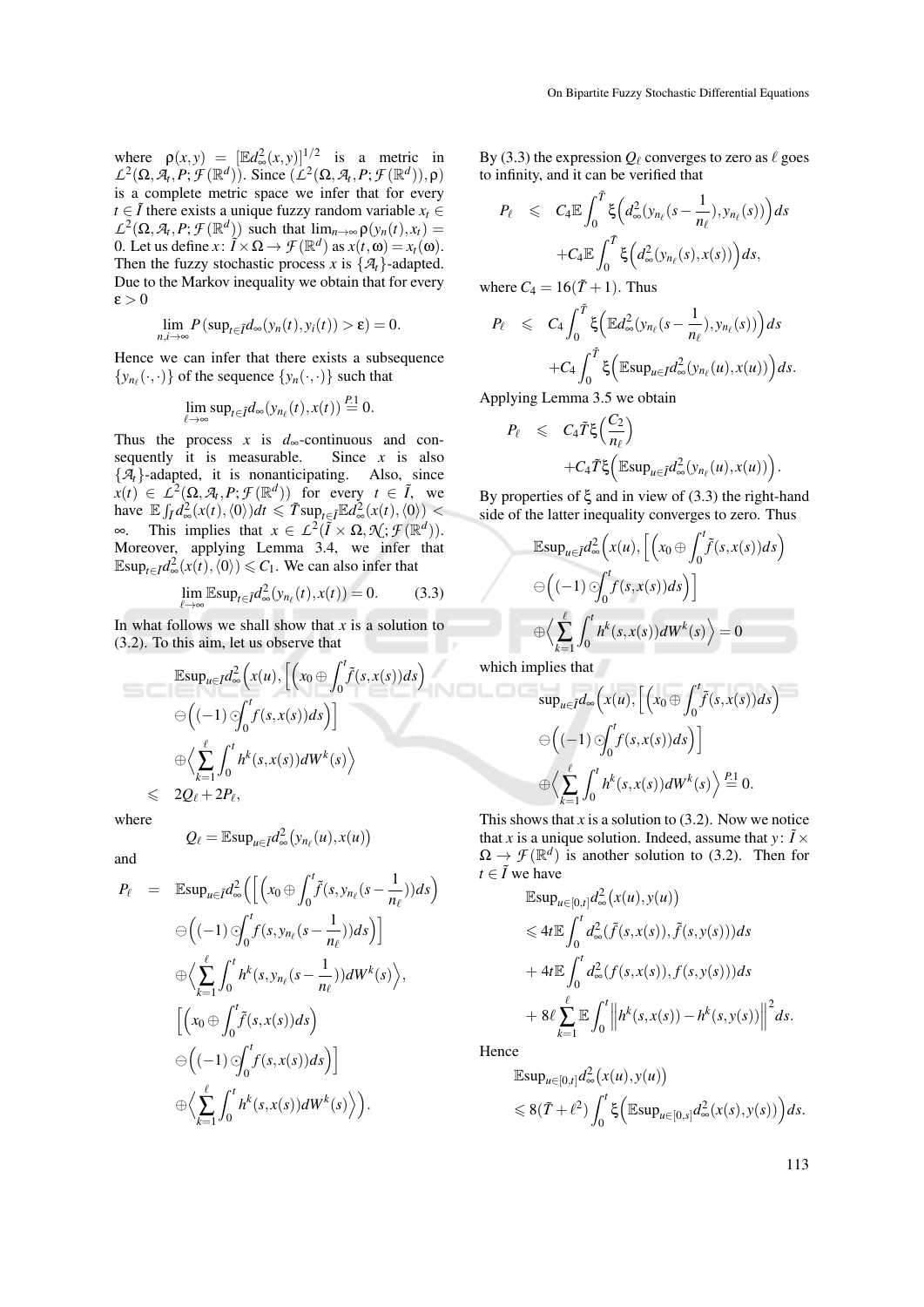where $\rho(x,y) = [\mathbb{E}d_\infty^2(x,y)]^{1/2}$ is a metric in $\mathcal{L}^2(\Omega,\mathcal{A}_t,P;\mathcal{F}(\mathbb{R}^d))$. Since $(\mathcal{L}^2(\Omega,\mathcal{A}_t,P;\mathcal{F}(\mathbb{R}^d)),\rho)$ is a complete metric space we infer that for every $t\in\tilde{I}$ there exists a unique fuzzy random variable $x_t \in \mathcal{L}^2(\Omega,\mathcal{A}_t,P;\mathcal{F}(\mathbb{R}^d))$ such that $\lim_{n\to\infty}\rho(y_n(t),x_t) = 0$. Let us define $x\colon \tilde{I}\times\Omega\to\mathcal{F}(\mathbb{R}^d)$ as $x(t,\omega)=x_t(\omega)$. Then the fuzzy stochastic process $x$ is $\{\mathcal{A}_t\}$-adapted. Due to the Markov inequality we obtain that for every $\varepsilon>0$

$$\lim_{n,i\to\infty} P\left(\sup_{t\in\tilde{I}} d_\infty(y_n(t),y_i(t))>\varepsilon\right)=0.$$

Hence we can infer that there exists a subsequence $\{y_{n_\ell}(\cdot,\cdot)\}$ of the sequence $\{y_n(\cdot,\cdot)\}$ such that

$$\lim_{\ell\to\infty}\sup_{t\in\tilde{I}} d_\infty(y_{n_\ell}(t),x(t)) \overset{P.1}{=} 0.$$

Thus the process $x$ is $d_\infty$-continuous and consequently it is measurable. Since $x$ is also $\{\mathcal{A}_t\}$-adapted, it is nonanticipating. Also, since $x(t)\in\mathcal{L}^2(\Omega,\mathcal{A}_t,P;\mathcal{F}(\mathbb{R}^d))$ for every $t\in\tilde{I}$, we have $\mathbb{E}\int_{\tilde{I}} d_\infty^2(x(t),\langle 0\rangle)dt \leqslant \tilde{T}\sup_{t\in\tilde{I}}\mathbb{E}d_\infty^2(x(t),\langle 0\rangle)<\infty$. This implies that $x\in\mathcal{L}^2(\tilde{I}\times\Omega,\mathcal{N};\mathcal{F}(\mathbb{R}^d))$. Moreover, applying Lemma 3.4, we infer that $\mathbb{E}\sup_{t\in\tilde{I}} d_\infty^2(x(t),\langle 0\rangle)\leqslant C_1$. We can also infer that

$$\lim_{\ell\to\infty}\mathbb{E}\sup_{t\in\tilde{I}} d_\infty^2(y_{n_\ell}(t),x(t))=0. \tag{3.3}$$

In what follows we shall show that $x$ is a solution to (3.2). To this aim, let us observe that

$$\begin{aligned}
&\mathbb{E}\sup_{u\in\tilde{I}} d_\infty^2\Big(x(u),\Big[\Big(x_0\oplus\int_0^t \tilde{f}(s,x(s))ds\Big)\\
&\ominus\Big((-1)\odot\int_0^t f(s,x(s))ds\Big)\Big]\\
&\oplus\Big\langle\sum_{k=1}^{\ell}\int_0^t h^k(s,x(s))dW^k(s)\Big\rangle\\
&\leqslant 2Q_\ell+2P_\ell,
\end{aligned}$$

where

$$Q_\ell=\mathbb{E}\sup_{u\in\tilde{I}} d_\infty^2\big(y_{n_\ell}(u),x(u)\big)$$

and

$$\begin{aligned}
P_\ell &= \mathbb{E}\sup_{u\in\tilde{I}} d_\infty^2\Big(\Big[\Big(x_0\oplus\int_0^t\tilde{f}(s,y_{n_\ell}(s-\frac{1}{n_\ell}))ds\Big)\\
&\ominus\Big((-1)\odot\int_0^t f(s,y_{n_\ell}(s-\frac{1}{n_\ell}))ds\Big)\Big]\\
&\oplus\Big\langle\sum_{k=1}^{\ell}\int_0^t h^k(s,y_{n_\ell}(s-\frac{1}{n_\ell}))dW^k(s)\Big\rangle,\\
&\Big[\Big(x_0\oplus\int_0^t\tilde{f}(s,x(s))ds\Big)\\
&\ominus\Big((-1)\odot\int_0^t f(s,x(s))ds\Big)\Big]\\
&\oplus\Big\langle\sum_{k=1}^{\ell}\int_0^t h^k(s,x(s))dW^k(s)\Big\rangle\Big).
\end{aligned}$$

By (3.3) the expression $Q_\ell$ converges to zero as $\ell$ goes to infinity, and it can be verified that

$$\begin{aligned}
P_\ell &\leqslant C_4\mathbb{E}\int_0^{\tilde{T}}\xi\Big(d_\infty^2(y_{n_\ell}(s-\frac{1}{n_\ell}),y_{n_\ell}(s))\Big)ds\\
&+C_4\mathbb{E}\int_0^{\tilde{T}}\xi\Big(d_\infty^2(y_{n_\ell}(s),x(s))\Big)ds,
\end{aligned}$$

where $C_4=16(\tilde{T}+1)$. Thus

$$\begin{aligned}
P_\ell &\leqslant C_4\int_0^{\tilde{T}}\xi\Big(\mathbb{E}d_\infty^2(y_{n_\ell}(s-\frac{1}{n_\ell}),y_{n_\ell}(s))\Big)ds\\
&+C_4\int_0^{\tilde{T}}\xi\Big(\mathbb{E}\sup_{u\in\tilde{I}} d_\infty^2(y_{n_\ell}(u),x(u))\Big)ds.
\end{aligned}$$

Applying Lemma 3.5 we obtain

$$\begin{aligned}
P_\ell &\leqslant C_4\tilde{T}\xi\Big(\frac{C_2}{n_\ell}\Big)\\
&+C_4\tilde{T}\xi\Big(\mathbb{E}\sup_{u\in\tilde{I}} d_\infty^2(y_{n_\ell}(u),x(u))\Big).
\end{aligned}$$

By properties of $\xi$ and in view of (3.3) the right-hand side of the latter inequality converges to zero. Thus

$$\begin{aligned}
&\mathbb{E}\sup_{u\in\tilde{I}} d_\infty^2\Big(x(u),\Big[\Big(x_0\oplus\int_0^t\tilde{f}(s,x(s))ds\Big)\\
&\ominus\Big((-1)\odot\int_0^t f(s,x(s))ds\Big)\Big]\\
&\oplus\Big\langle\sum_{k=1}^{\ell}\int_0^t h^k(s,x(s))dW^k(s)\Big\rangle=0
\end{aligned}$$

which implies that

$$\begin{aligned}
&\sup_{u\in\tilde{I}} d_\infty\Big(x(u),\Big[\Big(x_0\oplus\int_0^t\tilde{f}(s,x(s))ds\Big)\\
&\ominus\Big((-1)\odot\int_0^t f(s,x(s))ds\Big)\Big]\\
&\oplus\Big\langle\sum_{k=1}^{\ell}\int_0^t h^k(s,x(s))dW^k(s)\Big\rangle \overset{P.1}{=} 0.
\end{aligned}$$

This shows that $x$ is a solution to (3.2). Now we notice that $x$ is a unique solution. Indeed, assume that $y\colon\tilde{I}\times\Omega\to\mathcal{F}(\mathbb{R}^d)$ is another solution to (3.2). Then for $t\in\tilde{I}$ we have

$$\begin{aligned}
&\mathbb{E}\sup_{u\in[0,t]} d_\infty^2\big(x(u),y(u)\big)\\
&\leqslant 4t\mathbb{E}\int_0^t d_\infty^2(\tilde{f}(s,x(s)),\tilde{f}(s,y(s)))ds\\
&+4t\mathbb{E}\int_0^t d_\infty^2(f(s,x(s)),f(s,y(s)))ds\\
&+8\ell\sum_{k=1}^{\ell}\mathbb{E}\int_0^t\Big\|h^k(s,x(s))-h^k(s,y(s))\Big\|^2ds.
\end{aligned}$$

Hence

$$\begin{aligned}
&\mathbb{E}\sup_{u\in[0,t]} d_\infty^2\big(x(u),y(u)\big)\\
&\leqslant 8(\tilde{T}+\ell^2)\int_0^t\xi\Big(\mathbb{E}\sup_{u\in[0,s]} d_\infty^2(x(s),y(s))\Big)ds.
\end{aligned}$$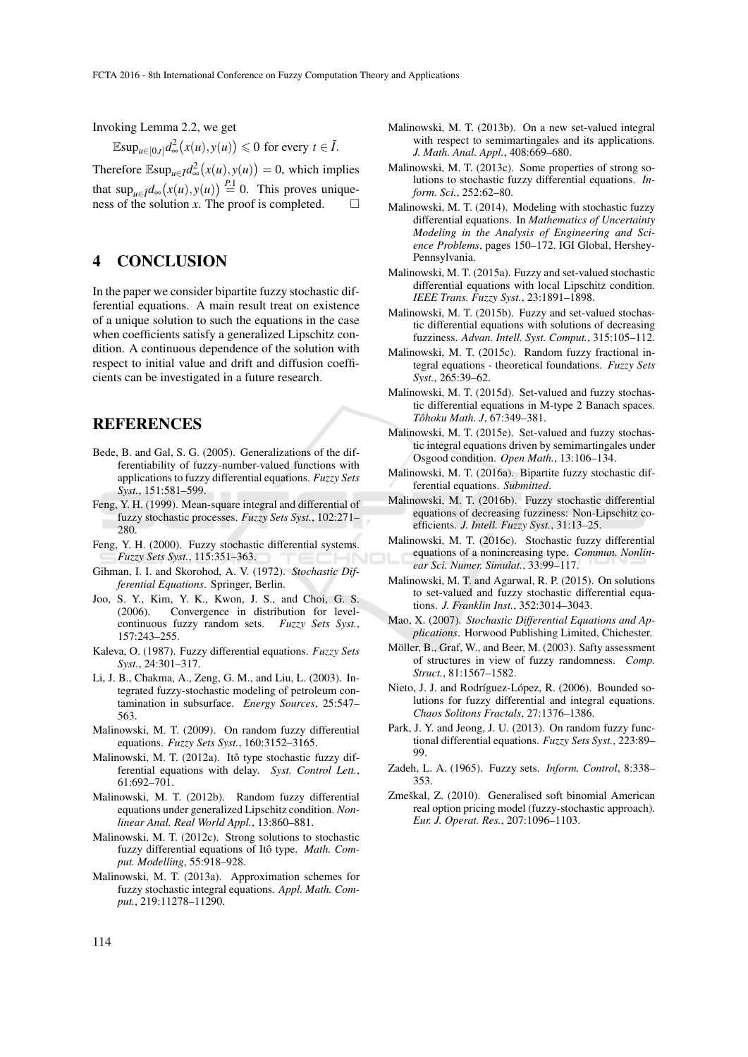Invoking Lemma 2.2, we get

$$\mathbb{E}\sup_{u\in[0,t]} d_\infty^2\big(x(u),y(u)\big) \leqslant 0 \text{ for every } t \in \tilde{I}.$$

Therefore $\mathbb{E}\sup_{u\in I} d_\infty^2\big(x(u),y(u)\big) = 0$, which implies that $\sup_{u\in \tilde{I}} d_\infty\big(x(u),y(u)\big) \overset{P.1}{=} 0$. This proves uniqueness of the solution $x$. The proof is completed. $\square$

## 4 CONCLUSION

In the paper we consider bipartite fuzzy stochastic differential equations. A main result treat on existence of a unique solution to such the equations in the case when coefficients satisfy a generalized Lipschitz condition. A continuous dependence of the solution with respect to initial value and drift and diffusion coefficients can be investigated in a future research.

## REFERENCES

Bede, B. and Gal, S. G. (2005). Generalizations of the differentiability of fuzzy-number-valued functions with applications to fuzzy differential equations. *Fuzzy Sets Syst.*, 151:581–599.

Feng, Y. H. (1999). Mean-square integral and differential of fuzzy stochastic processes. *Fuzzy Sets Syst.*, 102:271–280.

Feng, Y. H. (2000). Fuzzy stochastic differential systems. *Fuzzy Sets Syst.*, 115:351–363.

Gihman, I. I. and Skorohod, A. V. (1972). *Stochastic Differential Equations*. Springer, Berlin.

Joo, S. Y., Kim, Y. K., Kwon, J. S., and Choi, G. S. (2006). Convergence in distribution for level-continuous fuzzy random sets. *Fuzzy Sets Syst.*, 157:243–255.

Kaleva, O. (1987). Fuzzy differential equations. *Fuzzy Sets Syst.*, 24:301–317.

Li, J. B., Chakma, A., Zeng, G. M., and Liu, L. (2003). Integrated fuzzy-stochastic modeling of petroleum contamination in subsurface. *Energy Sources*, 25:547–563.

Malinowski, M. T. (2009). On random fuzzy differential equations. *Fuzzy Sets Syst.*, 160:3152–3165.

Malinowski, M. T. (2012a). Itô type stochastic fuzzy differential equations with delay. *Syst. Control Lett.*, 61:692–701.

Malinowski, M. T. (2012b). Random fuzzy differential equations under generalized Lipschitz condition. *Nonlinear Anal. Real World Appl.*, 13:860–881.

Malinowski, M. T. (2012c). Strong solutions to stochastic fuzzy differential equations of Itô type. *Math. Comput. Modelling*, 55:918–928.

Malinowski, M. T. (2013a). Approximation schemes for fuzzy stochastic integral equations. *Appl. Math. Comput.*, 219:11278–11290.

Malinowski, M. T. (2013b). On a new set-valued integral with respect to semimartingales and its applications. *J. Math. Anal. Appl.*, 408:669–680.

Malinowski, M. T. (2013c). Some properties of strong solutions to stochastic fuzzy differential equations. *Inform. Sci.*, 252:62–80.

Malinowski, M. T. (2014). Modeling with stochastic fuzzy differential equations. In *Mathematics of Uncertainty Modeling in the Analysis of Engineering and Science Problems*, pages 150–172. IGI Global, Hershey-Pennsylvania.

Malinowski, M. T. (2015a). Fuzzy and set-valued stochastic differential equations with local Lipschitz condition. *IEEE Trans. Fuzzy Syst.*, 23:1891–1898.

Malinowski, M. T. (2015b). Fuzzy and set-valued stochastic differential equations with solutions of decreasing fuzziness. *Advan. Intell. Syst. Comput.*, 315:105–112.

Malinowski, M. T. (2015c). Random fuzzy fractional integral equations - theoretical foundations. *Fuzzy Sets Syst.*, 265:39–62.

Malinowski, M. T. (2015d). Set-valued and fuzzy stochastic differential equations in M-type 2 Banach spaces. *Tôhoku Math. J*, 67:349–381.

Malinowski, M. T. (2015e). Set-valued and fuzzy stochastic integral equations driven by semimartingales under Osgood condition. *Open Math.*, 13:106–134.

Malinowski, M. T. (2016a). Bipartite fuzzy stochastic differential equations. *Submitted*.

Malinowski, M. T. (2016b). Fuzzy stochastic differential equations of decreasing fuzziness: Non-Lipschitz coefficients. *J. Intell. Fuzzy Syst.*, 31:13–25.

Malinowski, M. T. (2016c). Stochastic fuzzy differential equations of a nonincreasing type. *Commun. Nonlinear Sci. Numer. Simulat.*, 33:99–117.

Malinowski, M. T. and Agarwal, R. P. (2015). On solutions to set-valued and fuzzy stochastic differential equations. *J. Franklin Inst.*, 352:3014–3043.

Mao, X. (2007). *Stochastic Differential Equations and Applications*. Horwood Publishing Limited, Chichester.

Möller, B., Graf, W., and Beer, M. (2003). Safty assessment of structures in view of fuzzy randomness. *Comp. Struct.*, 81:1567–1582.

Nieto, J. J. and Rodríguez-López, R. (2006). Bounded solutions for fuzzy differential and integral equations. *Chaos Solitons Fractals*, 27:1376–1386.

Park, J. Y. and Jeong, J. U. (2013). On random fuzzy functional differential equations. *Fuzzy Sets Syst.*, 223:89–99.

Zadeh, L. A. (1965). Fuzzy sets. *Inform. Control*, 8:338–353.

Zmeškal, Z. (2010). Generalised soft binomial American real option pricing model (fuzzy-stochastic approach). *Eur. J. Operat. Res.*, 207:1096–1103.